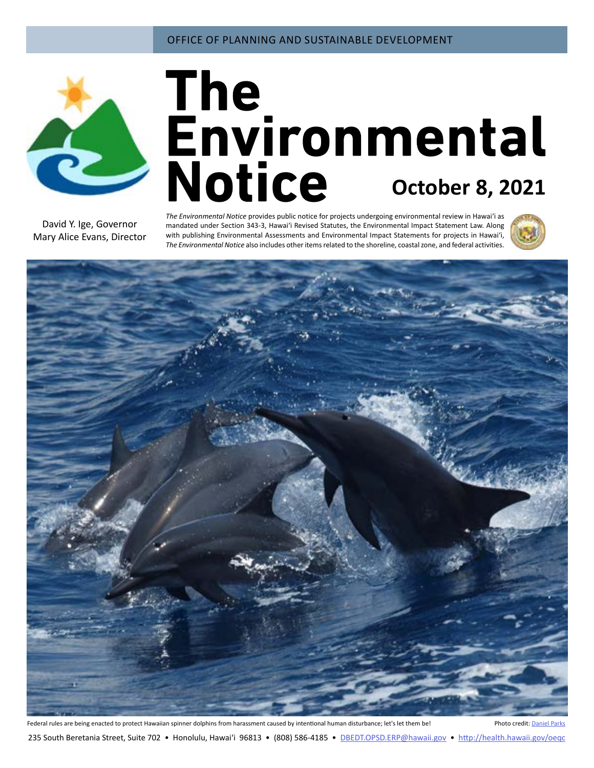OFFICE OF PLANNING AND SUSTAINABLE DEVELOPMENT

# The Environmental Notice

**October 8, 2021**

David Y. Ige, Governor
Mary Alice Evans, Director

*The Environmental Notice* provides public notice for projects undergoing environmental review in Hawaiʻi as mandated under Section 343-3, Hawaiʻi Revised Statutes, the Environmental Impact Statement Law. Along with publishing Environmental Assessments and Environmental Impact Statements for projects in Hawaiʻi, *The Environmental Notice* also includes other items related to the shoreline, coastal zone, and federal activities.

Federal rules are being enacted to protect Hawaiian spinner dolphins from harassment caused by intentional human disturbance; let's let them be!

Photo credit: Daniel Parks

235 South Beretania Street, Suite 702 • Honolulu, Hawaiʻi 96813 • (808) 586-4185 • DBEDT.OPSD.ERP@hawaii.gov • http://health.hawaii.gov/oeqc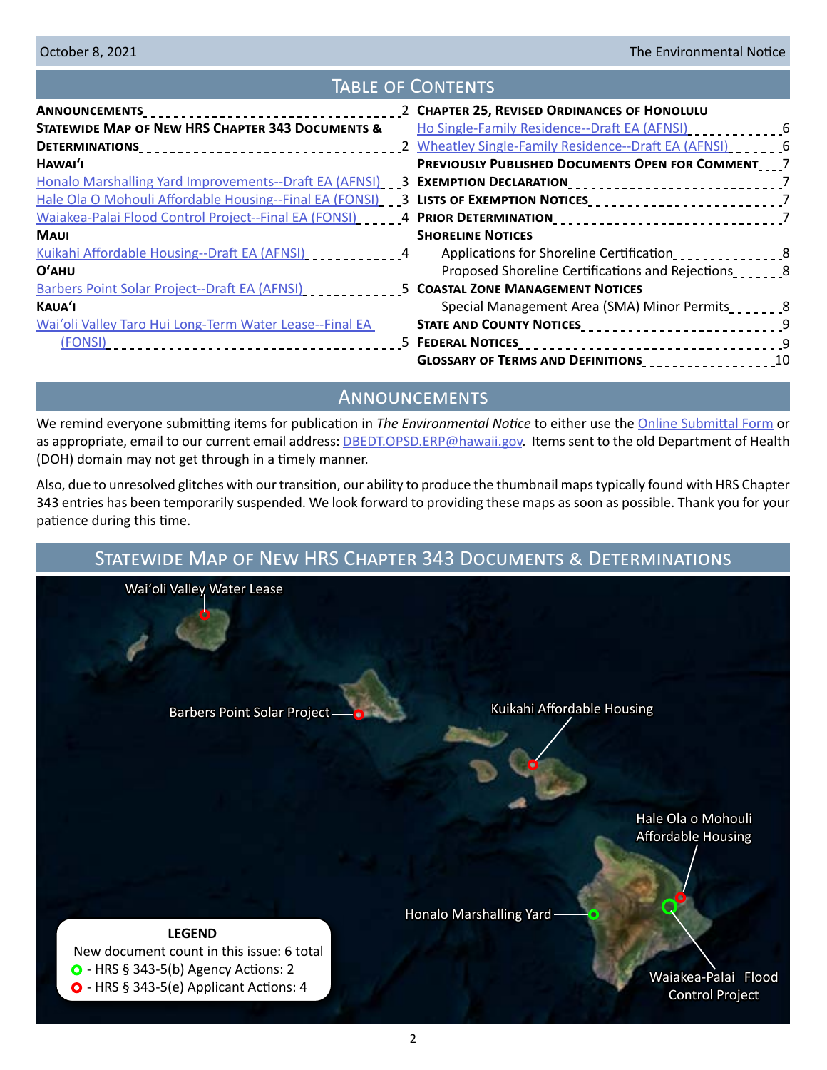# Table of Contents

**Announcements** 2
**Statewide Map of New HRS Chapter 343 Documents & Determinations** 2
**Hawai'i**
Honalo Marshalling Yard Improvements--Draft EA (AFNSI) 3
Hale Ola O Mohouli Affordable Housing--Final EA (FONSI) 3
Waiakea-Palai Flood Control Project--Final EA (FONSI) 4
**Maui**
Kuikahi Affordable Housing--Draft EA (AFNSI) 4
**O'ahu**
Barbers Point Solar Project--Draft EA (AFNSI) 5
**Kaua'i**
Wai'oli Valley Taro Hui Long-Term Water Lease--Final EA (FONSI) 5
**Chapter 25, Revised Ordinances of Honolulu**
Ho Single-Family Residence--Draft EA (AFNSI) 6
Wheatley Single-Family Residence--Draft EA (AFNSI) 6
**Previously Published Documents Open for Comment** 7
**Exemption Declaration** 7
**Lists of Exemption Notices** 7
**Prior Determination** 7
**Shoreline Notices**
Applications for Shoreline Certification 8
Proposed Shoreline Certifications and Rejections 8
**Coastal Zone Management Notices**
Special Management Area (SMA) Minor Permits 8
**State and County Notices** 9
**Federal Notices** 9
**Glossary of Terms and Definitions** 10

# Announcements

We remind everyone submitting items for publication in *The Environmental Notice* to either use the Online Submittal Form or as appropriate, email to our current email address: DBEDT.OPSD.ERP@hawaii.gov. Items sent to the old Department of Health (DOH) domain may not get through in a timely manner.

Also, due to unresolved glitches with our transition, our ability to produce the thumbnail maps typically found with HRS Chapter 343 entries has been temporarily suspended. We look forward to providing these maps as soon as possible. Thank you for your patience during this time.

# Statewide Map of New HRS Chapter 343 Documents & Determinations

Wai'oli Valley Water Lease

Barbers Point Solar Project

Kuikahi Affordable Housing

Hale Ola o Mohouli Affordable Housing

Honalo Marshalling Yard

Waiakea-Palai Flood Control Project

**LEGEND**
New document count in this issue: 6 total
- HRS § 343-5(b) Agency Actions: 2
- HRS § 343-5(e) Applicant Actions: 4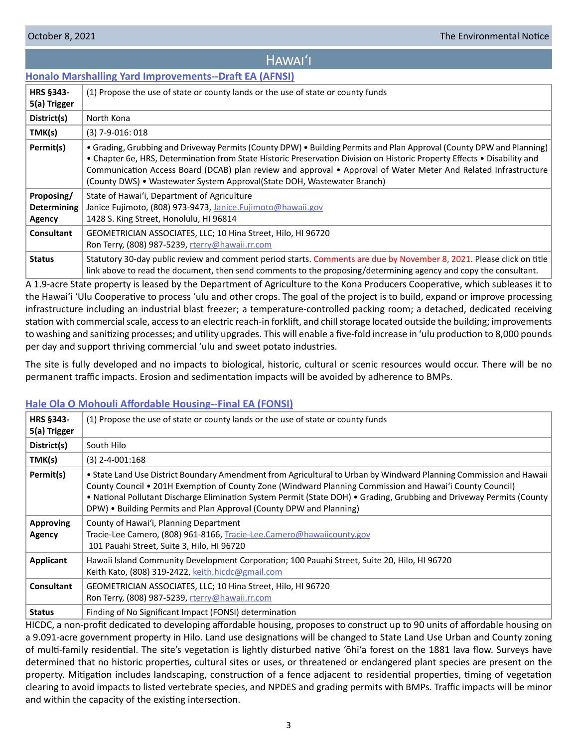## Hawaiʻi

### Honalo Marshalling Yard Improvements--Draft EA (AFNSI)

| | |
|---|---|
| **HRS §343-5(a) Trigger** | (1) Propose the use of state or county lands or the use of state or county funds |
| **District(s)** | North Kona |
| **TMK(s)** | (3) 7-9-016: 018 |
| **Permit(s)** | • Grading, Grubbing and Driveway Permits (County DPW) • Building Permits and Plan Approval (County DPW and Planning) • Chapter 6e, HRS, Determination from State Historic Preservation Division on Historic Property Effects • Disability and Communication Access Board (DCAB) plan review and approval • Approval of Water Meter And Related Infrastructure (County DWS) • Wastewater System Approval(State DOH, Wastewater Branch) |
| **Proposing/ Determining Agency** | State of Hawaiʻi, Department of Agriculture<br>Janice Fujimoto, (808) 973-9473, Janice.Fujimoto@hawaii.gov<br>1428 S. King Street, Honolulu, HI 96814 |
| **Consultant** | GEOMETRICIAN ASSOCIATES, LLC; 10 Hina Street, Hilo, HI 96720<br>Ron Terry, (808) 987-5239, rterry@hawaii.rr.com |
| **Status** | Statutory 30-day public review and comment period starts. Comments are due by November 8, 2021. Please click on title link above to read the document, then send comments to the proposing/determining agency and copy the consultant. |

A 1.9-acre State property is leased by the Department of Agriculture to the Kona Producers Cooperative, which subleases it to the Hawaiʻi ʻUlu Cooperative to process ʻulu and other crops. The goal of the project is to build, expand or improve processing infrastructure including an industrial blast freezer; a temperature-controlled packing room; a detached, dedicated receiving station with commercial scale, access to an electric reach-in forklift, and chill storage located outside the building; improvements to washing and sanitizing processes; and utility upgrades. This will enable a five-fold increase in ʻulu production to 8,000 pounds per day and support thriving commercial ʻulu and sweet potato industries.

The site is fully developed and no impacts to biological, historic, cultural or scenic resources would occur. There will be no permanent traffic impacts. Erosion and sedimentation impacts will be avoided by adherence to BMPs.

### Hale Ola O Mohouli Affordable Housing--Final EA (FONSI)

| | |
|---|---|
| **HRS §343-5(a) Trigger** | (1) Propose the use of state or county lands or the use of state or county funds |
| **District(s)** | South Hilo |
| **TMK(s)** | (3) 2-4-001:168 |
| **Permit(s)** | • State Land Use District Boundary Amendment from Agricultural to Urban by Windward Planning Commission and Hawaii County Council • 201H Exemption of County Zone (Windward Planning Commission and Hawaiʻi County Council) • National Pollutant Discharge Elimination System Permit (State DOH) • Grading, Grubbing and Driveway Permits (County DPW) • Building Permits and Plan Approval (County DPW and Planning) |
| **Approving Agency** | County of Hawaiʻi, Planning Department<br>Tracie-Lee Camero, (808) 961-8166, Tracie-Lee.Camero@hawaiicounty.gov<br>101 Pauahi Street, Suite 3, Hilo, HI 96720 |
| **Applicant** | Hawaii Island Community Development Corporation; 100 Pauahi Street, Suite 20, Hilo, HI 96720<br>Keith Kato, (808) 319-2422, keith.hicdc@gmail.com |
| **Consultant** | GEOMETRICIAN ASSOCIATES, LLC; 10 Hina Street, Hilo, HI 96720<br>Ron Terry, (808) 987-5239, rterry@hawaii.rr.com |
| **Status** | Finding of No Significant Impact (FONSI) determination |

HICDC, a non-profit dedicated to developing affordable housing, proposes to construct up to 90 units of affordable housing on a 9.091-acre government property in Hilo. Land use designations will be changed to State Land Use Urban and County zoning of multi-family residential. The site's vegetation is lightly disturbed native ʻōhiʻa forest on the 1881 lava flow. Surveys have determined that no historic properties, cultural sites or uses, or threatened or endangered plant species are present on the property. Mitigation includes landscaping, construction of a fence adjacent to residential properties, timing of vegetation clearing to avoid impacts to listed vertebrate species, and NPDES and grading permits with BMPs. Traffic impacts will be minor and within the capacity of the existing intersection.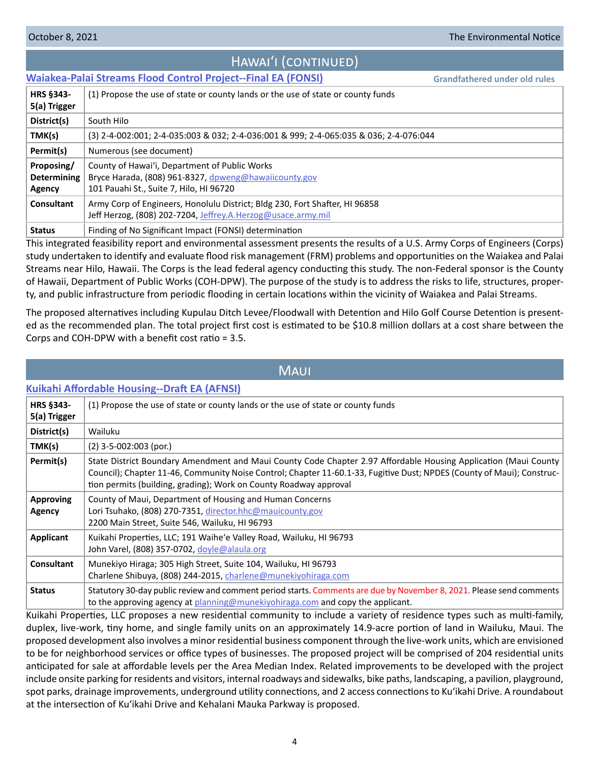## Hawaiʻi (continued)

### Waiakea-Palai Streams Flood Control Project--Final EA (FONSI)

Grandfathered under old rules

| | |
|---|---|
| **HRS §343-5(a) Trigger** | (1) Propose the use of state or county lands or the use of state or county funds |
| **District(s)** | South Hilo |
| **TMK(s)** | (3) 2-4-002:001; 2-4-035:003 & 032; 2-4-036:001 & 999; 2-4-065:035 & 036; 2-4-076:044 |
| **Permit(s)** | Numerous (see document) |
| **Proposing/ Determining Agency** | County of Hawaiʻi, Department of Public Works<br>Bryce Harada, (808) 961-8327, dpweng@hawaiicounty.gov<br>101 Pauahi St., Suite 7, Hilo, HI 96720 |
| **Consultant** | Army Corp of Engineers, Honolulu District; Bldg 230, Fort Shafter, HI 96858<br>Jeff Herzog, (808) 202-7204, Jeffrey.A.Herzog@usace.army.mil |
| **Status** | Finding of No Significant Impact (FONSI) determination |

This integrated feasibility report and environmental assessment presents the results of a U.S. Army Corps of Engineers (Corps) study undertaken to identify and evaluate flood risk management (FRM) problems and opportunities on the Waiakea and Palai Streams near Hilo, Hawaii. The Corps is the lead federal agency conducting this study. The non-Federal sponsor is the County of Hawaii, Department of Public Works (COH-DPW). The purpose of the study is to address the risks to life, structures, property, and public infrastructure from periodic flooding in certain locations within the vicinity of Waiakea and Palai Streams.

The proposed alternatives including Kupulau Ditch Levee/Floodwall with Detention and Hilo Golf Course Detention is presented as the recommended plan. The total project first cost is estimated to be $10.8 million dollars at a cost share between the Corps and COH-DPW with a benefit cost ratio = 3.5.

## Maui

### Kuikahi Affordable Housing--Draft EA (AFNSI)

| | |
|---|---|
| **HRS §343-5(a) Trigger** | (1) Propose the use of state or county lands or the use of state or county funds |
| **District(s)** | Wailuku |
| **TMK(s)** | (2) 3-5-002:003 (por.) |
| **Permit(s)** | State District Boundary Amendment and Maui County Code Chapter 2.97 Affordable Housing Application (Maui County Council); Chapter 11-46, Community Noise Control; Chapter 11-60.1-33, Fugitive Dust; NPDES (County of Maui); Construction permits (building, grading); Work on County Roadway approval |
| **Approving Agency** | County of Maui, Department of Housing and Human Concerns<br>Lori Tsuhako, (808) 270-7351, director.hhc@mauicounty.gov<br>2200 Main Street, Suite 546, Wailuku, HI 96793 |
| **Applicant** | Kuikahi Properties, LLC; 191 Waiheʻe Valley Road, Wailuku, HI 96793<br>John Varel, (808) 357-0702, doyle@alaula.org |
| **Consultant** | Munekiyo Hiraga; 305 High Street, Suite 104, Wailuku, HI 96793<br>Charlene Shibuya, (808) 244-2015, charlene@munekiyohiraga.com |
| **Status** | Statutory 30-day public review and comment period starts. Comments are due by November 8, 2021. Please send comments to the approving agency at planning@munekiyohiraga.com and copy the applicant. |

Kuikahi Properties, LLC proposes a new residential community to include a variety of residence types such as multi-family, duplex, live-work, tiny home, and single family units on an approximately 14.9-acre portion of land in Wailuku, Maui. The proposed development also involves a minor residential business component through the live-work units, which are envisioned to be for neighborhood services or office types of businesses. The proposed project will be comprised of 204 residential units anticipated for sale at affordable levels per the Area Median Index. Related improvements to be developed with the project include onsite parking for residents and visitors, internal roadways and sidewalks, bike paths, landscaping, a pavilion, playground, spot parks, drainage improvements, underground utility connections, and 2 access connections to Kuʻikahi Drive. A roundabout at the intersection of Kuʻikahi Drive and Kehalani Mauka Parkway is proposed.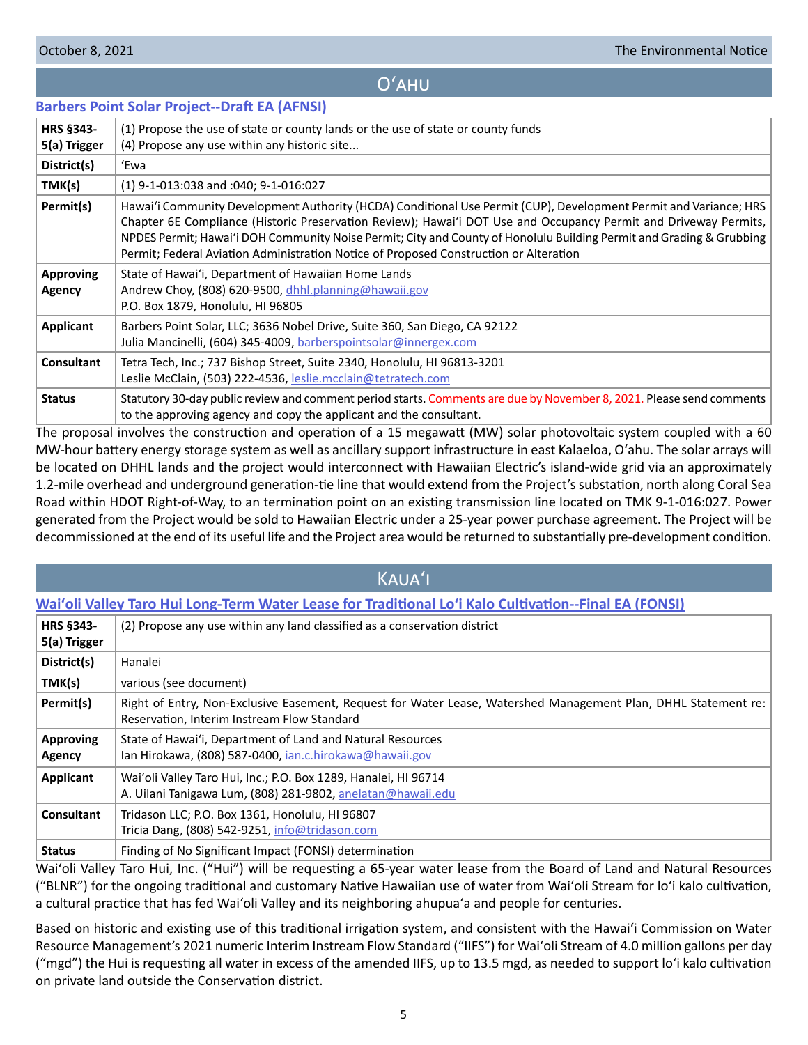## Oʻahu

### Barbers Point Solar Project--Draft EA (AFNSI)

| | |
|---|---|
| **HRS §343-5(a) Trigger** | (1) Propose the use of state or county lands or the use of state or county funds<br>(4) Propose any use within any historic site... |
| **District(s)** | ʻEwa |
| **TMK(s)** | (1) 9-1-013:038 and :040; 9-1-016:027 |
| **Permit(s)** | Hawaiʻi Community Development Authority (HCDA) Conditional Use Permit (CUP), Development Permit and Variance; HRS Chapter 6E Compliance (Historic Preservation Review); Hawaiʻi DOT Use and Occupancy Permit and Driveway Permits, NPDES Permit; Hawaiʻi DOH Community Noise Permit; City and County of Honolulu Building Permit and Grading & Grubbing Permit; Federal Aviation Administration Notice of Proposed Construction or Alteration |
| **Approving Agency** | State of Hawaiʻi, Department of Hawaiian Home Lands<br>Andrew Choy, (808) 620-9500, dhhl.planning@hawaii.gov<br>P.O. Box 1879, Honolulu, HI 96805 |
| **Applicant** | Barbers Point Solar, LLC; 3636 Nobel Drive, Suite 360, San Diego, CA 92122<br>Julia Mancinelli, (604) 345-4009, barberspointsolar@innergex.com |
| **Consultant** | Tetra Tech, Inc.; 737 Bishop Street, Suite 2340, Honolulu, HI 96813-3201<br>Leslie McClain, (503) 222-4536, leslie.mcclain@tetratech.com |
| **Status** | Statutory 30-day public review and comment period starts. Comments are due by November 8, 2021. Please send comments to the approving agency and copy the applicant and the consultant. |

The proposal involves the construction and operation of a 15 megawatt (MW) solar photovoltaic system coupled with a 60 MW-hour battery energy storage system as well as ancillary support infrastructure in east Kalaeloa, Oʻahu. The solar arrays will be located on DHHL lands and the project would interconnect with Hawaiian Electric's island-wide grid via an approximately 1.2-mile overhead and underground generation-tie line that would extend from the Project's substation, north along Coral Sea Road within HDOT Right-of-Way, to an termination point on an existing transmission line located on TMK 9-1-016:027. Power generated from the Project would be sold to Hawaiian Electric under a 25-year power purchase agreement. The Project will be decommissioned at the end of its useful life and the Project area would be returned to substantially pre-development condition.

## Kauaʻi

### Waiʻoli Valley Taro Hui Long-Term Water Lease for Traditional Loʻi Kalo Cultivation--Final EA (FONSI)

| | |
|---|---|
| **HRS §343-5(a) Trigger** | (2) Propose any use within any land classified as a conservation district |
| **District(s)** | Hanalei |
| **TMK(s)** | various (see document) |
| **Permit(s)** | Right of Entry, Non-Exclusive Easement, Request for Water Lease, Watershed Management Plan, DHHL Statement re: Reservation, Interim Instream Flow Standard |
| **Approving Agency** | State of Hawaiʻi, Department of Land and Natural Resources<br>Ian Hirokawa, (808) 587-0400, ian.c.hirokawa@hawaii.gov |
| **Applicant** | Waiʻoli Valley Taro Hui, Inc.; P.O. Box 1289, Hanalei, HI 96714<br>A. Uilani Tanigawa Lum, (808) 281-9802, anelatan@hawaii.edu |
| **Consultant** | Tridason LLC; P.O. Box 1361, Honolulu, HI 96807<br>Tricia Dang, (808) 542-9251, info@tridason.com |
| **Status** | Finding of No Significant Impact (FONSI) determination |

Waiʻoli Valley Taro Hui, Inc. ("Hui") will be requesting a 65-year water lease from the Board of Land and Natural Resources ("BLNR") for the ongoing traditional and customary Native Hawaiian use of water from Waiʻoli Stream for loʻi kalo cultivation, a cultural practice that has fed Waiʻoli Valley and its neighboring ahupuaʻa and people for centuries.

Based on historic and existing use of this traditional irrigation system, and consistent with the Hawaiʻi Commission on Water Resource Management's 2021 numeric Interim Instream Flow Standard ("IIFS") for Waiʻoli Stream of 4.0 million gallons per day ("mgd") the Hui is requesting all water in excess of the amended IIFS, up to 13.5 mgd, as needed to support loʻi kalo cultivation on private land outside the Conservation district.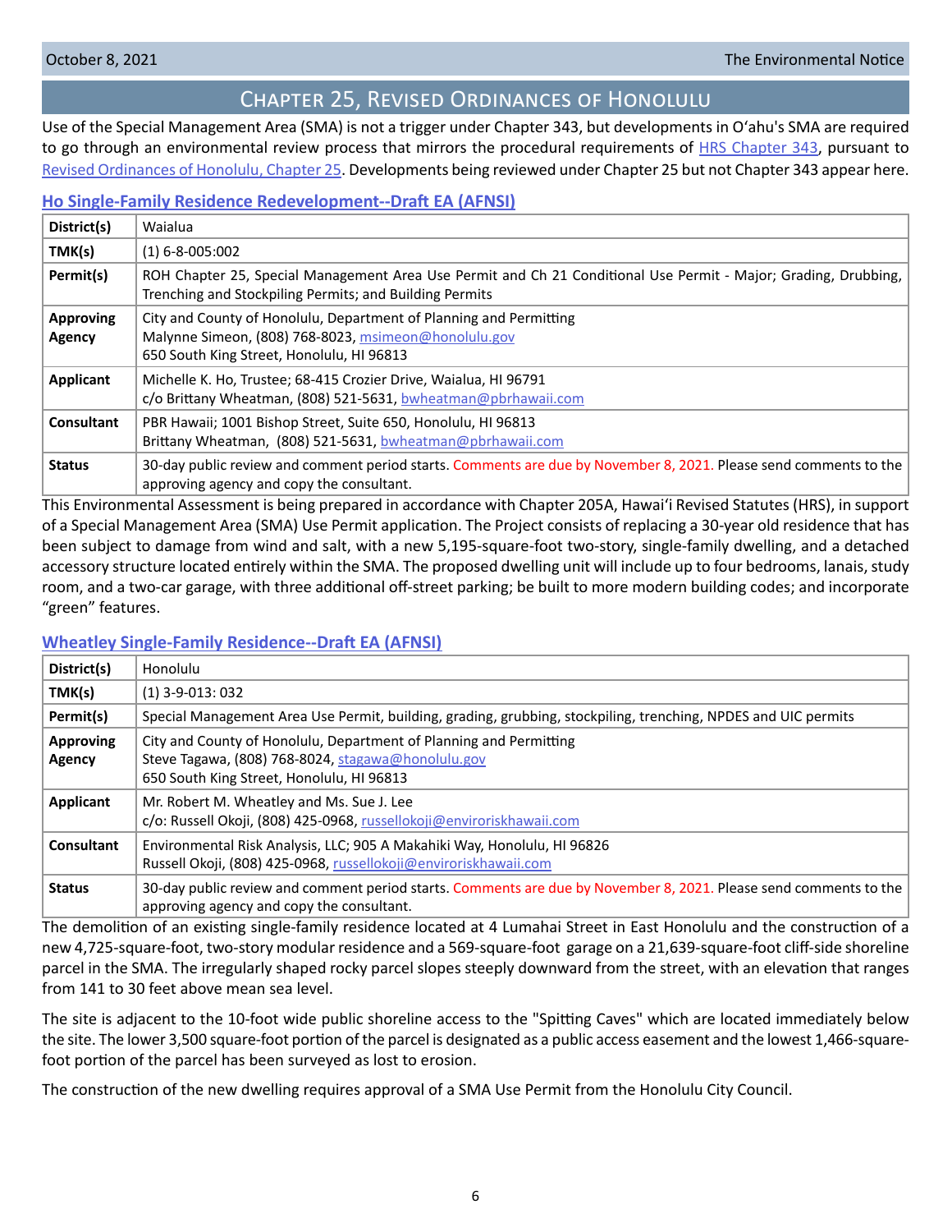## Chapter 25, Revised Ordinances of Honolulu

Use of the Special Management Area (SMA) is not a trigger under Chapter 343, but developments in O'ahu's SMA are required to go through an environmental review process that mirrors the procedural requirements of HRS Chapter 343, pursuant to Revised Ordinances of Honolulu, Chapter 25. Developments being reviewed under Chapter 25 but not Chapter 343 appear here.

### Ho Single-Family Residence Redevelopment--Draft EA (AFNSI)

| | |
|---|---|
| **District(s)** | Waialua |
| **TMK(s)** | (1) 6-8-005:002 |
| **Permit(s)** | ROH Chapter 25, Special Management Area Use Permit and Ch 21 Conditional Use Permit - Major; Grading, Drubbing, Trenching and Stockpiling Permits; and Building Permits |
| **Approving Agency** | City and County of Honolulu, Department of Planning and Permitting<br>Malynne Simeon, (808) 768-8023, msimeon@honolulu.gov<br>650 South King Street, Honolulu, HI 96813 |
| **Applicant** | Michelle K. Ho, Trustee; 68-415 Crozier Drive, Waialua, HI 96791<br>c/o Brittany Wheatman, (808) 521-5631, bwheatman@pbrhawaii.com |
| **Consultant** | PBR Hawaii; 1001 Bishop Street, Suite 650, Honolulu, HI 96813<br>Brittany Wheatman, (808) 521-5631, bwheatman@pbrhawaii.com |
| **Status** | 30-day public review and comment period starts. Comments are due by November 8, 2021. Please send comments to the approving agency and copy the consultant. |

This Environmental Assessment is being prepared in accordance with Chapter 205A, Hawai'i Revised Statutes (HRS), in support of a Special Management Area (SMA) Use Permit application. The Project consists of replacing a 30-year old residence that has been subject to damage from wind and salt, with a new 5,195-square-foot two-story, single-family dwelling, and a detached accessory structure located entirely within the SMA. The proposed dwelling unit will include up to four bedrooms, lanais, study room, and a two-car garage, with three additional off-street parking; be built to more modern building codes; and incorporate "green" features.

### Wheatley Single-Family Residence--Draft EA (AFNSI)

| | |
|---|---|
| **District(s)** | Honolulu |
| **TMK(s)** | (1) 3-9-013: 032 |
| **Permit(s)** | Special Management Area Use Permit, building, grading, grubbing, stockpiling, trenching, NPDES and UIC permits |
| **Approving Agency** | City and County of Honolulu, Department of Planning and Permitting<br>Steve Tagawa, (808) 768-8024, stagawa@honolulu.gov<br>650 South King Street, Honolulu, HI 96813 |
| **Applicant** | Mr. Robert M. Wheatley and Ms. Sue J. Lee<br>c/o: Russell Okoji, (808) 425-0968, russellokoji@enviroriskhawaii.com |
| **Consultant** | Environmental Risk Analysis, LLC; 905 A Makahiki Way, Honolulu, HI 96826<br>Russell Okoji, (808) 425-0968, russellokoji@enviroriskhawaii.com |
| **Status** | 30-day public review and comment period starts. Comments are due by November 8, 2021. Please send comments to the approving agency and copy the consultant. |

The demolition of an existing single-family residence located at 4 Lumahai Street in East Honolulu and the construction of a new 4,725-square-foot, two-story modular residence and a 569-square-foot garage on a 21,639-square-foot cliff-side shoreline parcel in the SMA. The irregularly shaped rocky parcel slopes steeply downward from the street, with an elevation that ranges from 141 to 30 feet above mean sea level.

The site is adjacent to the 10-foot wide public shoreline access to the "Spitting Caves" which are located immediately below the site. The lower 3,500 square-foot portion of the parcel is designated as a public access easement and the lowest 1,466-square-foot portion of the parcel has been surveyed as lost to erosion.

The construction of the new dwelling requires approval of a SMA Use Permit from the Honolulu City Council.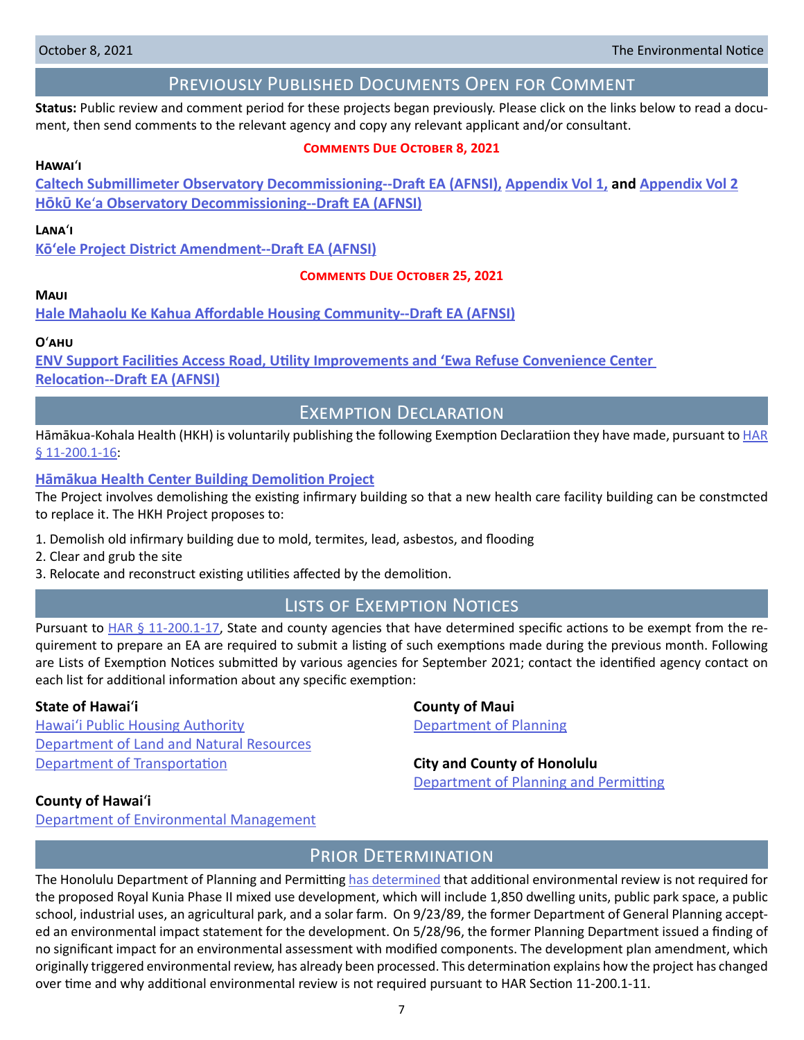## Previously Published Documents Open for Comment

**Status:** Public review and comment period for these projects began previously. Please click on the links below to read a document, then send comments to the relevant agency and copy any relevant applicant and/or consultant.

**Comments Due October 8, 2021**

**Hawaiʻi**

**Caltech Submillimeter Observatory Decommissioning--Draft EA (AFNSI), Appendix Vol 1, and Appendix Vol 2**
**Hōkū Keʻa Observatory Decommissioning--Draft EA (AFNSI)**

**Lanaʻi**

**Kōʻele Project District Amendment--Draft EA (AFNSI)**

**Comments Due October 25, 2021**

**Maui**

**Hale Mahaolu Ke Kahua Affordable Housing Community--Draft EA (AFNSI)**

**Oʻahu**

**ENV Support Facilities Access Road, Utility Improvements and ʻEwa Refuse Convenience Center Relocation--Draft EA (AFNSI)**

## Exemption Declaration

Hāmākua-Kohala Health (HKH) is voluntarily publishing the following Exemption Declaratiion they have made, pursuant to HAR § 11-200.1-16:

**Hāmākua Health Center Building Demolition Project**

The Project involves demolishing the existing infirmary building so that a new health care facility building can be constmcted to replace it. The HKH Project proposes to:

1. Demolish old infirmary building due to mold, termites, lead, asbestos, and flooding
2. Clear and grub the site
3. Relocate and reconstruct existing utilities affected by the demolition.

## Lists of Exemption Notices

Pursuant to HAR § 11-200.1-17, State and county agencies that have determined specific actions to be exempt from the requirement to prepare an EA are required to submit a listing of such exemptions made during the previous month. Following are Lists of Exemption Notices submitted by various agencies for September 2021; contact the identified agency contact on each list for additional information about any specific exemption:

**State of Hawaiʻi**
Hawaiʻi Public Housing Authority
Department of Land and Natural Resources
Department of Transportation

**County of Hawaiʻi**
Department of Environmental Management

**County of Maui**
Department of Planning

**City and County of Honolulu**
Department of Planning and Permitting

## Prior Determination

The Honolulu Department of Planning and Permitting has determined that additional environmental review is not required for the proposed Royal Kunia Phase II mixed use development, which will include 1,850 dwelling units, public park space, a public school, industrial uses, an agricultural park, and a solar farm. On 9/23/89, the former Department of General Planning accepted an environmental impact statement for the development. On 5/28/96, the former Planning Department issued a finding of no significant impact for an environmental assessment with modified components. The development plan amendment, which originally triggered environmental review, has already been processed. This determination explains how the project has changed over time and why additional environmental review is not required pursuant to HAR Section 11-200.1-11.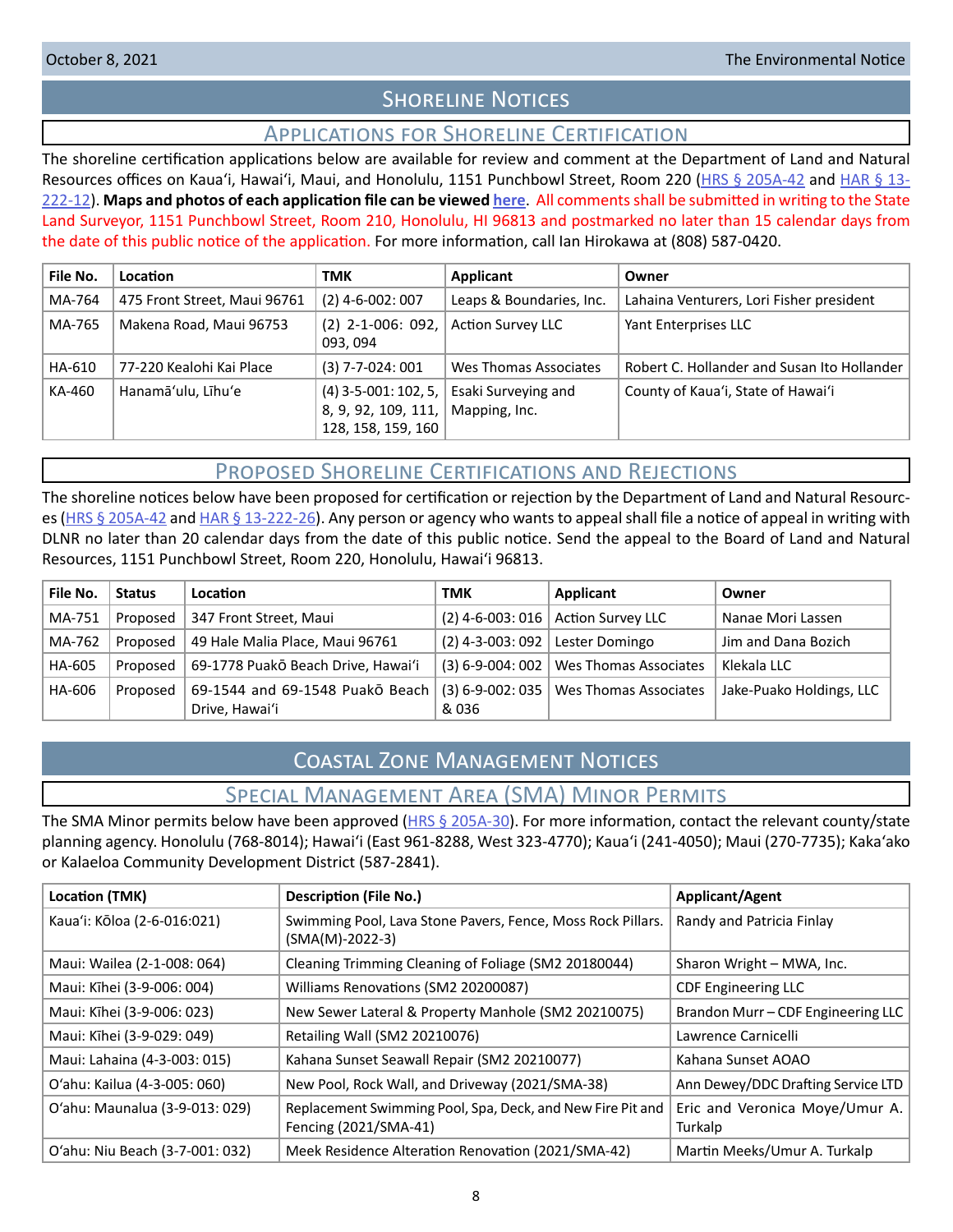# Shoreline Notices

## Applications for Shoreline Certification

The shoreline certification applications below are available for review and comment at the Department of Land and Natural Resources offices on Kauaʻi, Hawaiʻi, Maui, and Honolulu, 1151 Punchbowl Street, Room 220 (HRS § 205A-42 and HAR § 13-222-12). **Maps and photos of each application file can be viewed here.** All comments shall be submitted in writing to the State Land Surveyor, 1151 Punchbowl Street, Room 210, Honolulu, HI 96813 and postmarked no later than 15 calendar days from the date of this public notice of the application. For more information, call Ian Hirokawa at (808) 587-0420.

| File No. | Location | TMK | Applicant | Owner |
|---|---|---|---|---|
| MA-764 | 475 Front Street, Maui 96761 | (2) 4-6-002: 007 | Leaps & Boundaries, Inc. | Lahaina Venturers, Lori Fisher president |
| MA-765 | Makena Road, Maui 96753 | (2) 2-1-006: 092, 093, 094 | Action Survey LLC | Yant Enterprises LLC |
| HA-610 | 77-220 Kealohi Kai Place | (3) 7-7-024: 001 | Wes Thomas Associates | Robert C. Hollander and Susan Ito Hollander |
| KA-460 | Hanamāʻulu, Līhuʻe | (4) 3-5-001: 102, 5, 8, 9, 92, 109, 111, 128, 158, 159, 160 | Esaki Surveying and Mapping, Inc. | County of Kauaʻi, State of Hawaiʻi |

## Proposed Shoreline Certifications and Rejections

The shoreline notices below have been proposed for certification or rejection by the Department of Land and Natural Resources (HRS § 205A-42 and HAR § 13-222-26). Any person or agency who wants to appeal shall file a notice of appeal in writing with DLNR no later than 20 calendar days from the date of this public notice. Send the appeal to the Board of Land and Natural Resources, 1151 Punchbowl Street, Room 220, Honolulu, Hawaiʻi 96813.

| File No. | Status | Location | TMK | Applicant | Owner |
|---|---|---|---|---|---|
| MA-751 | Proposed | 347 Front Street, Maui | (2) 4-6-003: 016 | Action Survey LLC | Nanae Mori Lassen |
| MA-762 | Proposed | 49 Hale Malia Place, Maui 96761 | (2) 4-3-003: 092 | Lester Domingo | Jim and Dana Bozich |
| HA-605 | Proposed | 69-1778 Puakō Beach Drive, Hawaiʻi | (3) 6-9-004: 002 | Wes Thomas Associates | Klekala LLC |
| HA-606 | Proposed | 69-1544 and 69-1548 Puakō Beach Drive, Hawaiʻi | (3) 6-9-002: 035 & 036 | Wes Thomas Associates | Jake-Puako Holdings, LLC |

# Coastal Zone Management Notices

## Special Management Area (SMA) Minor Permits

The SMA Minor permits below have been approved (HRS § 205A-30). For more information, contact the relevant county/state planning agency. Honolulu (768-8014); Hawaiʻi (East 961-8288, West 323-4770); Kauaʻi (241-4050); Maui (270-7735); Kakaʻako or Kalaeloa Community Development District (587-2841).

| Location (TMK) | Description (File No.) | Applicant/Agent |
|---|---|---|
| Kauaʻi: Kōloa (2-6-016:021) | Swimming Pool, Lava Stone Pavers, Fence, Moss Rock Pillars. (SMA(M)-2022-3) | Randy and Patricia Finlay |
| Maui: Wailea (2-1-008: 064) | Cleaning Trimming Cleaning of Foliage (SM2 20180044) | Sharon Wright – MWA, Inc. |
| Maui: Kīhei (3-9-006: 004) | Williams Renovations (SM2 20200087) | CDF Engineering LLC |
| Maui: Kīhei (3-9-006: 023) | New Sewer Lateral & Property Manhole (SM2 20210075) | Brandon Murr – CDF Engineering LLC |
| Maui: Kīhei (3-9-029: 049) | Retailing Wall (SM2 20210076) | Lawrence Carnicelli |
| Maui: Lahaina (4-3-003: 015) | Kahana Sunset Seawall Repair (SM2 20210077) | Kahana Sunset AOAO |
| Oʻahu: Kailua (4-3-005: 060) | New Pool, Rock Wall, and Driveway (2021/SMA-38) | Ann Dewey/DDC Drafting Service LTD |
| Oʻahu: Maunalua (3-9-013: 029) | Replacement Swimming Pool, Spa, Deck, and New Fire Pit and Fencing (2021/SMA-41) | Eric and Veronica Moye/Umur A. Turkalp |
| Oʻahu: Niu Beach (3-7-001: 032) | Meek Residence Alteration Renovation (2021/SMA-42) | Martin Meeks/Umur A. Turkalp |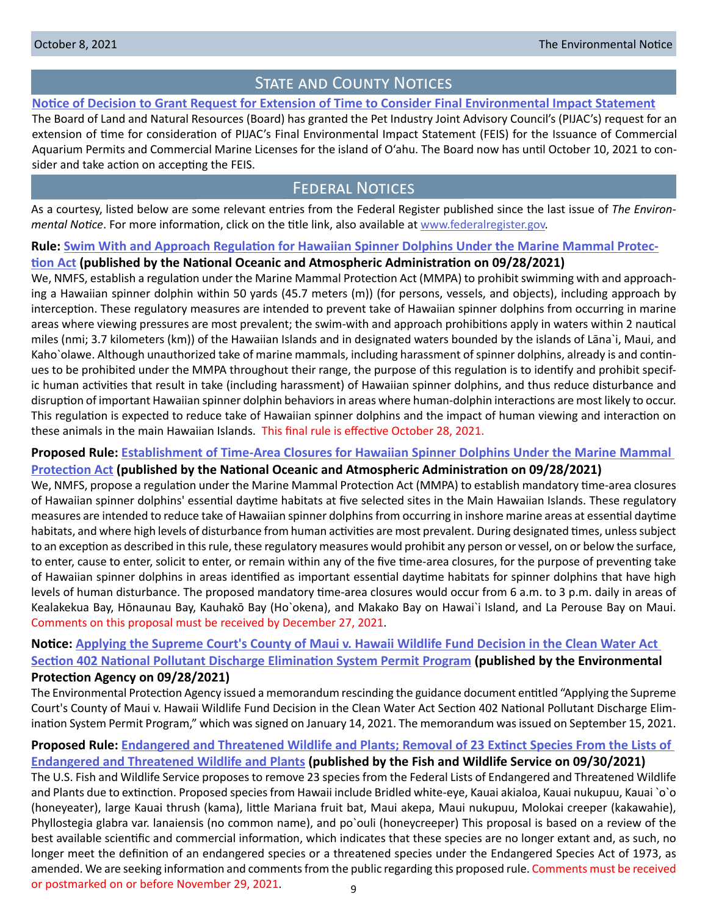## State and County Notices

**Notice of Decision to Grant Request for Extension of Time to Consider Final Environmental Impact Statement**

The Board of Land and Natural Resources (Board) has granted the Pet Industry Joint Advisory Council's (PIJAC's) request for an extension of time for consideration of PIJAC's Final Environmental Impact Statement (FEIS) for the Issuance of Commercial Aquarium Permits and Commercial Marine Licenses for the island of O'ahu. The Board now has until October 10, 2021 to consider and take action on accepting the FEIS.

## Federal Notices

As a courtesy, listed below are some relevant entries from the Federal Register published since the last issue of *The Environmental Notice*. For more information, click on the title link, also available at www.federalregister.gov.

**Rule: Swim With and Approach Regulation for Hawaiian Spinner Dolphins Under the Marine Mammal Protection Act (published by the National Oceanic and Atmospheric Administration on 09/28/2021)**

We, NMFS, establish a regulation under the Marine Mammal Protection Act (MMPA) to prohibit swimming with and approaching a Hawaiian spinner dolphin within 50 yards (45.7 meters (m)) (for persons, vessels, and objects), including approach by interception. These regulatory measures are intended to prevent take of Hawaiian spinner dolphins from occurring in marine areas where viewing pressures are most prevalent; the swim-with and approach prohibitions apply in waters within 2 nautical miles (nmi; 3.7 kilometers (km)) of the Hawaiian Islands and in designated waters bounded by the islands of Lāna`i, Maui, and Kaho`olawe. Although unauthorized take of marine mammals, including harassment of spinner dolphins, already is and continues to be prohibited under the MMPA throughout their range, the purpose of this regulation is to identify and prohibit specific human activities that result in take (including harassment) of Hawaiian spinner dolphins, and thus reduce disturbance and disruption of important Hawaiian spinner dolphin behaviors in areas where human-dolphin interactions are most likely to occur. This regulation is expected to reduce take of Hawaiian spinner dolphins and the impact of human viewing and interaction on these animals in the main Hawaiian Islands. This final rule is effective October 28, 2021.

**Proposed Rule: Establishment of Time-Area Closures for Hawaiian Spinner Dolphins Under the Marine Mammal Protection Act (published by the National Oceanic and Atmospheric Administration on 09/28/2021)**

We, NMFS, propose a regulation under the Marine Mammal Protection Act (MMPA) to establish mandatory time-area closures of Hawaiian spinner dolphins' essential daytime habitats at five selected sites in the Main Hawaiian Islands. These regulatory measures are intended to reduce take of Hawaiian spinner dolphins from occurring in inshore marine areas at essential daytime habitats, and where high levels of disturbance from human activities are most prevalent. During designated times, unless subject to an exception as described in this rule, these regulatory measures would prohibit any person or vessel, on or below the surface, to enter, cause to enter, solicit to enter, or remain within any of the five time-area closures, for the purpose of preventing take of Hawaiian spinner dolphins in areas identified as important essential daytime habitats for spinner dolphins that have high levels of human disturbance. The proposed mandatory time-area closures would occur from 6 a.m. to 3 p.m. daily in areas of Kealakekua Bay, Hōnaunau Bay, Kauhakō Bay (Ho`okena), and Makako Bay on Hawai`i Island, and La Perouse Bay on Maui. Comments on this proposal must be received by December 27, 2021.

**Notice: Applying the Supreme Court's County of Maui v. Hawaii Wildlife Fund Decision in the Clean Water Act Section 402 National Pollutant Discharge Elimination System Permit Program (published by the Environmental Protection Agency on 09/28/2021)**

The Environmental Protection Agency issued a memorandum rescinding the guidance document entitled "Applying the Supreme Court's County of Maui v. Hawaii Wildlife Fund Decision in the Clean Water Act Section 402 National Pollutant Discharge Elimination System Permit Program," which was signed on January 14, 2021. The memorandum was issued on September 15, 2021.

**Proposed Rule: Endangered and Threatened Wildlife and Plants; Removal of 23 Extinct Species From the Lists of Endangered and Threatened Wildlife and Plants (published by the Fish and Wildlife Service on 09/30/2021)**

The U.S. Fish and Wildlife Service proposes to remove 23 species from the Federal Lists of Endangered and Threatened Wildlife and Plants due to extinction. Proposed species from Hawaii include Bridled white-eye, Kauai akialoa, Kauai nukupuu, Kauai `o`o (honeyeater), large Kauai thrush (kama), little Mariana fruit bat, Maui akepa, Maui nukupuu, Molokai creeper (kakawahie), Phyllostegia glabra var. lanaiensis (no common name), and po`ouli (honeycreeper) This proposal is based on a review of the best available scientific and commercial information, which indicates that these species are no longer extant and, as such, no longer meet the definition of an endangered species or a threatened species under the Endangered Species Act of 1973, as amended. We are seeking information and comments from the public regarding this proposed rule. Comments must be received or postmarked on or before November 29, 2021.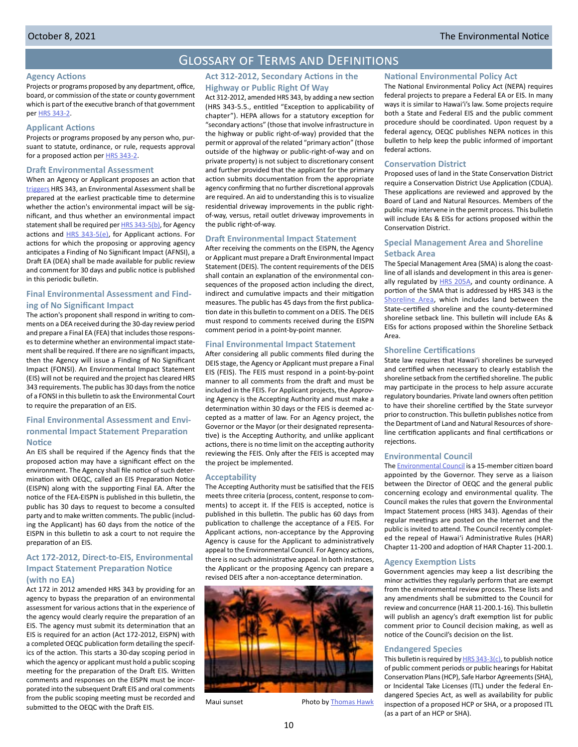# Glossary of Terms and Definitions

### Agency Actions

Projects or programs proposed by any department, office, board, or commission of the state or county government which is part of the executive branch of that government per HRS 343-2.

### Applicant Actions

Projects or programs proposed by any person who, pursuant to statute, ordinance, or rule, requests approval for a proposed action per HRS 343-2.

### Draft Environmental Assessment

When an Agency or Applicant proposes an action that triggers HRS 343, an Environmental Assessment shall be prepared at the earliest practicable time to determine whether the action's environmental impact will be significant, and thus whether an environmental impact statement shall be required per HRS 343-5(b), for Agency actions and HRS 343-5(e), for Applicant actions. For actions for which the proposing or approving agency anticipates a Finding of No Significant Impact (AFNSI), a Draft EA (DEA) shall be made available for public review and comment for 30 days and public notice is published in this periodic bulletin.

### Final Environmental Assessment and Finding of No Significant Impact

The action's proponent shall respond in writing to comments on a DEA received during the 30-day review period and prepare a Final EA (FEA) that includes those responses to determine whether an environmental impact statement shall be required. If there are no significant impacts, then the Agency will issue a Finding of No Significant Impact (FONSI). An Environmental Impact Statement (EIS) will not be required and the project has cleared HRS 343 requirements. The public has 30 days from the notice of a FONSI in this bulletin to ask the Environmental Court to require the preparation of an EIS.

### Final Environmental Assessment and Environmental Impact Statement Preparation Notice

An EIS shall be required if the Agency finds that the proposed action may have a significant effect on the environment. The Agency shall file notice of such determination with OEQC, called an EIS Preparation Notice (EISPN) along with the supporting Final EA. After the notice of the FEA-EISPN is published in this bulletin, the public has 30 days to request to become a consulted party and to make written comments. The public (including the Applicant) has 60 days from the notice of the EISPN in this bulletin to ask a court to not require the preparation of an EIS.

### Act 172-2012, Direct-to-EIS, Environmental Impact Statement Preparation Notice (with no EA)

Act 172 in 2012 amended HRS 343 by providing for an agency to bypass the preparation of an environmental assessment for various actions that in the experience of the agency would clearly require the preparation of an EIS. The agency must submit its determination that an EIS is required for an action (Act 172-2012, EISPN) with a completed OEQC publication form detailing the specifics of the action. This starts a 30-day scoping period in which the agency or applicant must hold a public scoping meeting for the preparation of the Draft EIS. Written comments and responses on the EISPN must be incorporated into the subsequent Draft EIS and oral comments from the public scoping meeting must be recorded and submitted to the OEQC with the Draft EIS.

### Act 312-2012, Secondary Actions in the Highway or Public Right Of Way

Act 312-2012, amended HRS 343, by adding a new section (HRS 343-5.5., entitled "Exception to applicability of chapter"). HEPA allows for a statutory exception for "secondary actions" (those that involve infrastructure in the highway or public right-of-way) provided that the permit or approval of the related "primary action" (those outside of the highway or public-right-of-way and on private property) is not subject to discretionary consent and further provided that the applicant for the primary action submits documentation from the appropriate agency confirming that no further discretional approvals are required. An aid to understanding this is to visualize residential driveway improvements in the public right-of-way, versus, retail outlet driveway improvements in the public right-of-way.

### Draft Environmental Impact Statement

After receiving the comments on the EISPN, the Agency or Applicant must prepare a Draft Environmental Impact Statement (DEIS). The content requirements of the DEIS shall contain an explanation of the environmental consequences of the proposed action including the direct, indirect and cumulative impacts and their mitigation measures. The public has 45 days from the first publication date in this bulletin to comment on a DEIS. The DEIS must respond to comments received during the EISPN comment period in a point-by-point manner.

### Final Environmental Impact Statement

After considering all public comments filed during the DEIS stage, the Agency or Applicant must prepare a Final EIS (FEIS). The FEIS must respond in a point-by-point manner to all comments from the draft and must be included in the FEIS. For Applicant projects, the Approving Agency is the Accepting Authority and must make a determination within 30 days or the FEIS is deemed accepted as a matter of law. For an Agency project, the Governor or the Mayor (or their designated representative) is the Accepting Authority, and unlike applicant actions, there is no time limit on the accepting authority reviewing the FEIS. Only after the FEIS is accepted may the project be implemented.

### Acceptability

The Accepting Authority must be satisified that the FEIS meets three criteria (process, content, response to comments) to accept it. If the FEIS is accepted, notice is published in this bulletin. The public has 60 days from publication to challenge the acceptance of a FEIS. For Applicant actions, non-acceptance by the Approving Agency is cause for the Applicant to administratively appeal to the Environmental Council. For Agency actions, there is no such administrative appeal. In both instances, the Applicant or the proposing Agency can prepare a revised DEIS after a non-acceptance determination.

Maui sunset Photo by Thomas Hawk

### National Environmental Policy Act

The National Environmental Policy Act (NEPA) requires federal projects to prepare a Federal EA or EIS. In many ways it is similar to Hawai'i's law. Some projects require both a State and Federal EIS and the public comment procedure should be coordinated. Upon request by a federal agency, OEQC publishes NEPA notices in this bulletin to help keep the public informed of important federal actions.

### Conservation District

Proposed uses of land in the State Conservation District require a Conservation District Use Application (CDUA). These applications are reviewed and approved by the Board of Land and Natural Resources. Members of the public may intervene in the permit process. This bulletin will include EAs & EISs for actions proposed within the Conservation District.

### Special Management Area and Shoreline Setback Area

The Special Management Area (SMA) is along the coastline of all islands and development in this area is generally regulated by HRS 205A, and county ordinance. A portion of the SMA that is addressed by HRS 343 is the Shoreline Area, which includes land between the State-certified shoreline and the county-determined shoreline setback line. This bulletin will include EAs & EISs for actions proposed within the Shoreline Setback Area.

### Shoreline Certifications

State law requires that Hawai'i shorelines be surveyed and certified when necessary to clearly establish the shoreline setback from the certified shoreline. The public may participate in the process to help assure accurate regulatory boundaries. Private land owners often petition to have their shoreline certified by the State surveyor prior to construction. This bulletin publishes notice from the Department of Land and Natural Resources of shoreline certification applicants and final certifications or rejections.

### Environmental Council

The Environmental Council is a 15-member citizen board appointed by the Governor. They serve as a liaison between the Director of OEQC and the general public concerning ecology and environmental quality. The Council makes the rules that govern the Environmental Impact Statement process (HRS 343). Agendas of their regular meetings are posted on the Internet and the public is invited to attend. The Council recently completed the repeal of Hawai'i Administrative Rules (HAR) Chapter 11-200 and adoption of HAR Chapter 11-200.1.

### Agency Exemption Lists

Government agencies may keep a list describing the minor activities they regularly perform that are exempt from the environmental review process. These lists and any amendments shall be submitted to the Council for review and concurrence (HAR 11-200.1-16). This bulletin will publish an agency's draft exemption list for public comment prior to Council decision making, as well as notice of the Council's decision on the list.

### Endangered Species

This bulletin is required by HRS 343-3(c), to publish notice of public comment periods or public hearings for Habitat Conservation Plans (HCP), Safe Harbor Agreements (SHA), or Incidental Take Licenses (ITL) under the federal Endangered Species Act, as well as availability for public inspection of a proposed HCP or SHA, or a proposed ITL (as a part of an HCP or SHA).